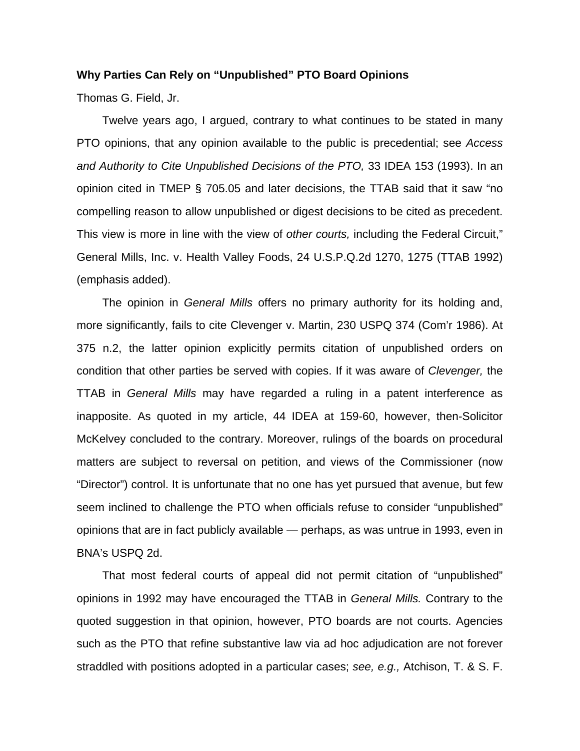**Why Parties Can Rely on "Unpublished" PTO Board Opinions**

Thomas G. Field, Jr.

Twelve years ago, I argued, contrary to what continues to be stated in many PTO opinions, that any opinion available to the public is precedential; see *Access and Authority to Cite Unpublished Decisions of the PTO,* 33 IDEA 153 (1993). In an opinion cited in TMEP § 705.05 and later decisions, the TTAB said that it saw "no compelling reason to allow unpublished or digest decisions to be cited as precedent. This view is more in line with the view of *other courts,* including the Federal Circuit," General Mills, Inc. v. Health Valley Foods, 24 U.S.P.Q.2d 1270, 1275 (TTAB 1992) (emphasis added).

The opinion in *General Mills* offers no primary authority for its holding and, more significantly, fails to cite Clevenger v. Martin, 230 USPQ 374 (Com'r 1986). At 375 n.2, the latter opinion explicitly permits citation of unpublished orders on condition that other parties be served with copies. If it was aware of *Clevenger,* the TTAB in *General Mills* may have regarded a ruling in a patent interference as inapposite. As quoted in my article, 44 IDEA at 159-60, however, then-Solicitor McKelvey concluded to the contrary. Moreover, rulings of the boards on procedural matters are subject to reversal on petition, and views of the Commissioner (now "Director") control. It is unfortunate that no one has yet pursued that avenue, but few seem inclined to challenge the PTO when officials refuse to consider "unpublished" opinions that are in fact publicly available — perhaps, as was untrue in 1993, even in BNA's USPQ 2d.

That most federal courts of appeal did not permit citation of "unpublished" opinions in 1992 may have encouraged the TTAB in *General Mills.* Contrary to the quoted suggestion in that opinion, however, PTO boards are not courts. Agencies such as the PTO that refine substantive law via ad hoc adjudication are not forever straddled with positions adopted in a particular cases; *see, e.g.,* Atchison, T. & S. F.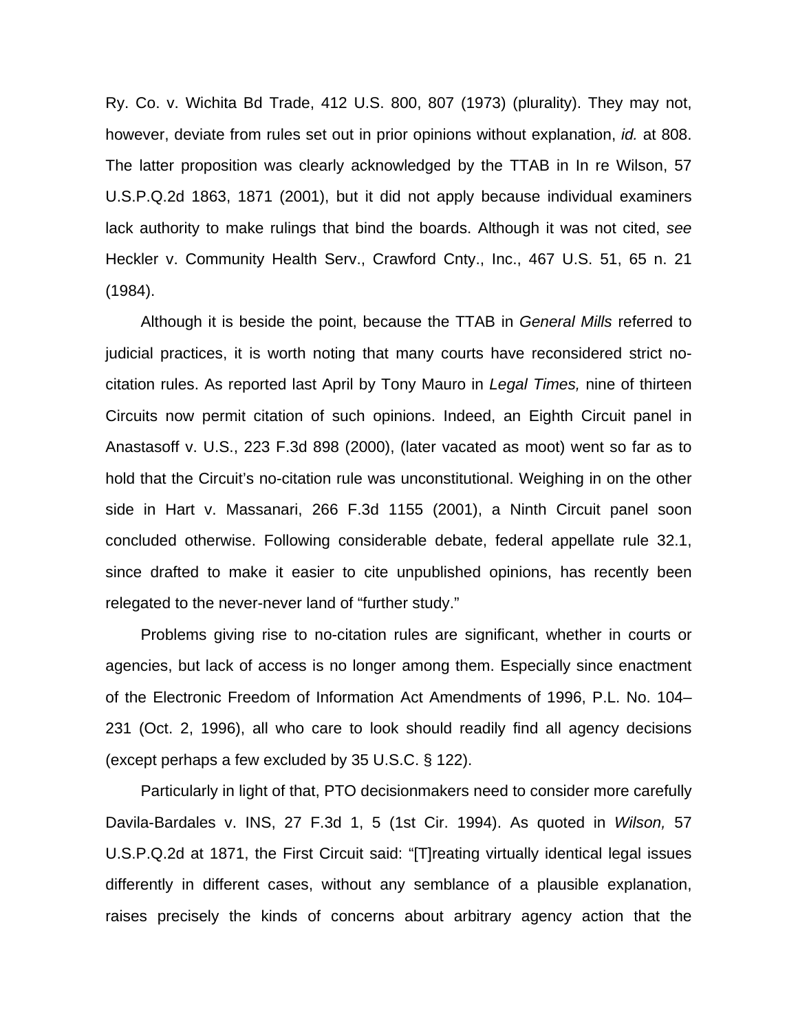Ry. Co. v. Wichita Bd Trade, 412 U.S. 800, 807 (1973) (plurality). They may not, however, deviate from rules set out in prior opinions without explanation, *id.* at 808. The latter proposition was clearly acknowledged by the TTAB in In re Wilson, 57 U.S.P.Q.2d 1863, 1871 (2001), but it did not apply because individual examiners lack authority to make rulings that bind the boards. Although it was not cited, *see* Heckler v. Community Health Serv., Crawford Cnty., Inc., 467 U.S. 51, 65 n. 21 (1984).

Although it is beside the point, because the TTAB in *General Mills* referred to judicial practices, it is worth noting that many courts have reconsidered strict no-citation rules. As reported last April by Tony Mauro in *Legal Times,* nine of thirteen Circuits now permit citation of such opinions. Indeed, an Eighth Circuit panel in Anastasoff v. U.S., 223 F.3d 898 (2000), (later vacated as moot) went so far as to hold that the Circuit's no-citation rule was unconstitutional. Weighing in on the other side in Hart v. Massanari, 266 F.3d 1155 (2001), a Ninth Circuit panel soon concluded otherwise. Following considerable debate, federal appellate rule 32.1, since drafted to make it easier to cite unpublished opinions, has recently been relegated to the never-never land of "further study."

Problems giving rise to no-citation rules are significant, whether in courts or agencies, but lack of access is no longer among them. Especially since enactment of the Electronic Freedom of Information Act Amendments of 1996, P.L. No. 104–231 (Oct. 2, 1996), all who care to look should readily find all agency decisions (except perhaps a few excluded by 35 U.S.C. § 122).

Particularly in light of that, PTO decisionmakers need to consider more carefully Davila-Bardales v. INS, 27 F.3d 1, 5 (1st Cir. 1994). As quoted in *Wilson,* 57 U.S.P.Q.2d at 1871, the First Circuit said: "[T]reating virtually identical legal issues differently in different cases, without any semblance of a plausible explanation, raises precisely the kinds of concerns about arbitrary agency action that the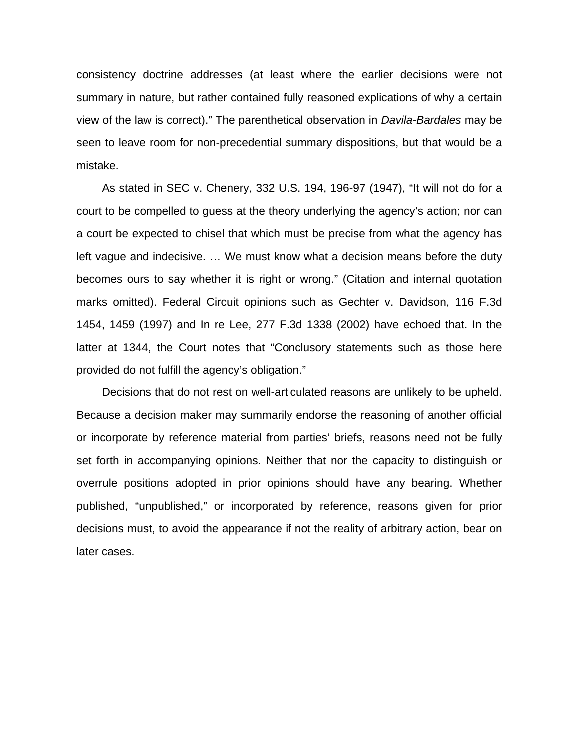consistency doctrine addresses (at least where the earlier decisions were not summary in nature, but rather contained fully reasoned explications of why a certain view of the law is correct)." The parenthetical observation in *Davila-Bardales* may be seen to leave room for non-precedential summary dispositions, but that would be a mistake.

As stated in SEC v. Chenery, 332 U.S. 194, 196-97 (1947), "It will not do for a court to be compelled to guess at the theory underlying the agency's action; nor can a court be expected to chisel that which must be precise from what the agency has left vague and indecisive. … We must know what a decision means before the duty becomes ours to say whether it is right or wrong." (Citation and internal quotation marks omitted). Federal Circuit opinions such as Gechter v. Davidson, 116 F.3d 1454, 1459 (1997) and In re Lee, 277 F.3d 1338 (2002) have echoed that. In the latter at 1344, the Court notes that "Conclusory statements such as those here provided do not fulfill the agency's obligation."

Decisions that do not rest on well-articulated reasons are unlikely to be upheld. Because a decision maker may summarily endorse the reasoning of another official or incorporate by reference material from parties' briefs, reasons need not be fully set forth in accompanying opinions. Neither that nor the capacity to distinguish or overrule positions adopted in prior opinions should have any bearing. Whether published, "unpublished," or incorporated by reference, reasons given for prior decisions must, to avoid the appearance if not the reality of arbitrary action, bear on later cases.